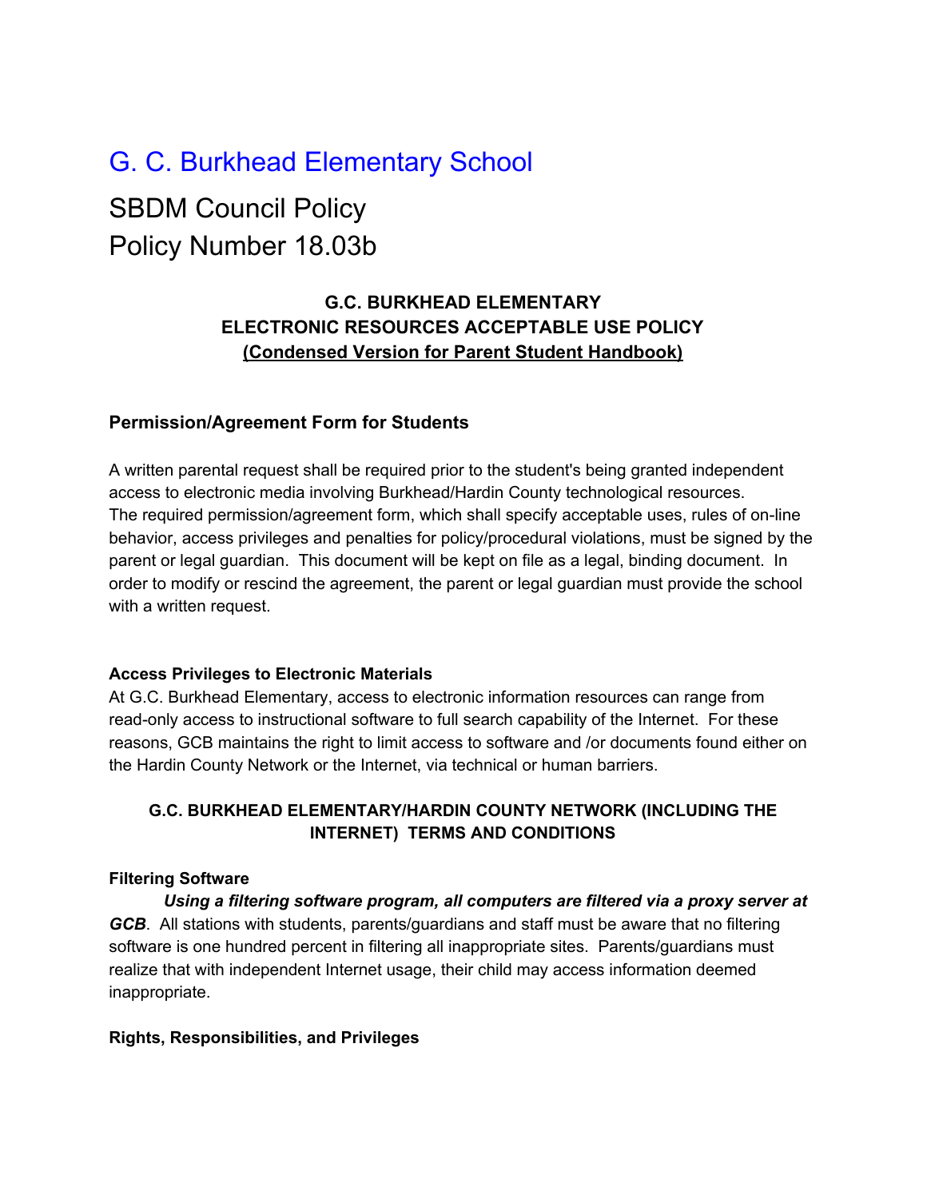# G. C. Burkhead Elementary School

## SBDM Council Policy
## Policy Number 18.03b

### G.C. BURKHEAD ELEMENTARY
### ELECTRONIC RESOURCES ACCEPTABLE USE POLICY
### (Condensed Version for Parent Student Handbook)

**Permission/Agreement Form for Students**

A written parental request shall be required prior to the student's being granted independent access to electronic media involving Burkhead/Hardin County technological resources. The required permission/agreement form, which shall specify acceptable uses, rules of on-line behavior, access privileges and penalties for policy/procedural violations, must be signed by the parent or legal guardian. This document will be kept on file as a legal, binding document. In order to modify or rescind the agreement, the parent or legal guardian must provide the school with a written request.

**Access Privileges to Electronic Materials**

At G.C. Burkhead Elementary, access to electronic information resources can range from read-only access to instructional software to full search capability of the Internet. For these reasons, GCB maintains the right to limit access to software and /or documents found either on the Hardin County Network or the Internet, via technical or human barriers.

**G.C. BURKHEAD ELEMENTARY/HARDIN COUNTY NETWORK (INCLUDING THE INTERNET) TERMS AND CONDITIONS**

**Filtering Software**

***Using a filtering software program, all computers are filtered via a proxy server at GCB***. All stations with students, parents/guardians and staff must be aware that no filtering software is one hundred percent in filtering all inappropriate sites. Parents/guardians must realize that with independent Internet usage, their child may access information deemed inappropriate.

**Rights, Responsibilities, and Privileges**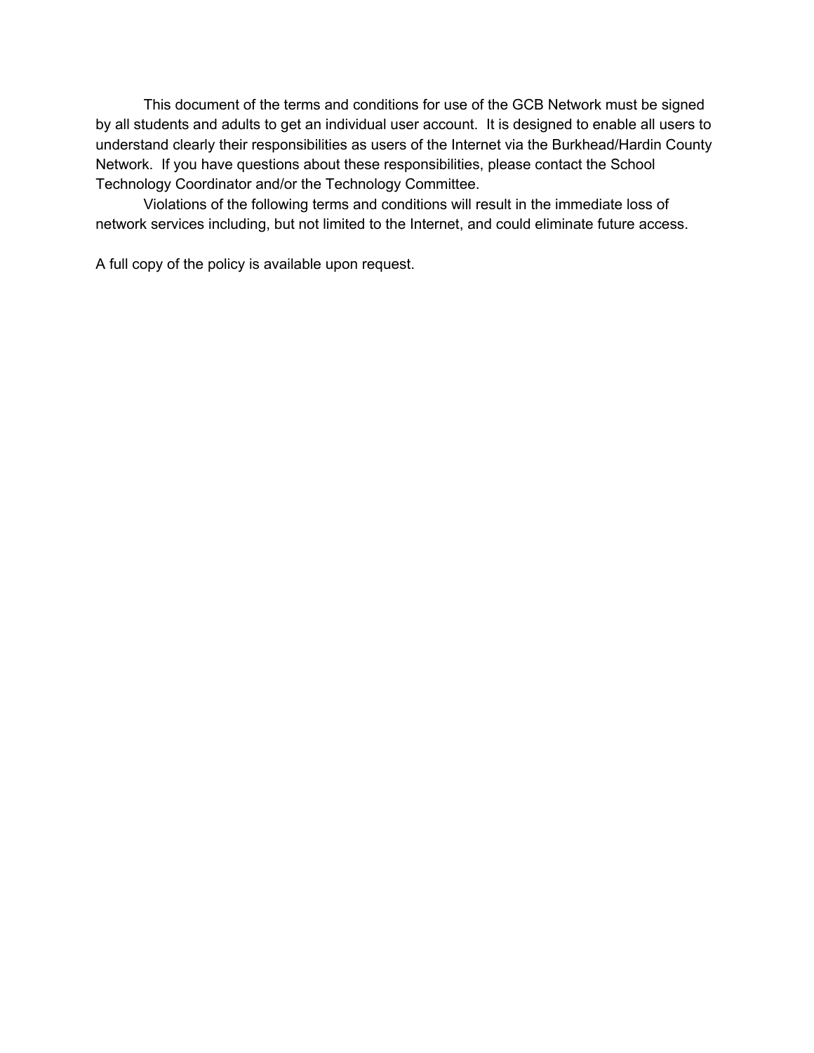This document of the terms and conditions for use of the GCB Network must be signed by all students and adults to get an individual user account. It is designed to enable all users to understand clearly their responsibilities as users of the Internet via the Burkhead/Hardin County Network. If you have questions about these responsibilities, please contact the School Technology Coordinator and/or the Technology Committee.

Violations of the following terms and conditions will result in the immediate loss of network services including, but not limited to the Internet, and could eliminate future access.

A full copy of the policy is available upon request.